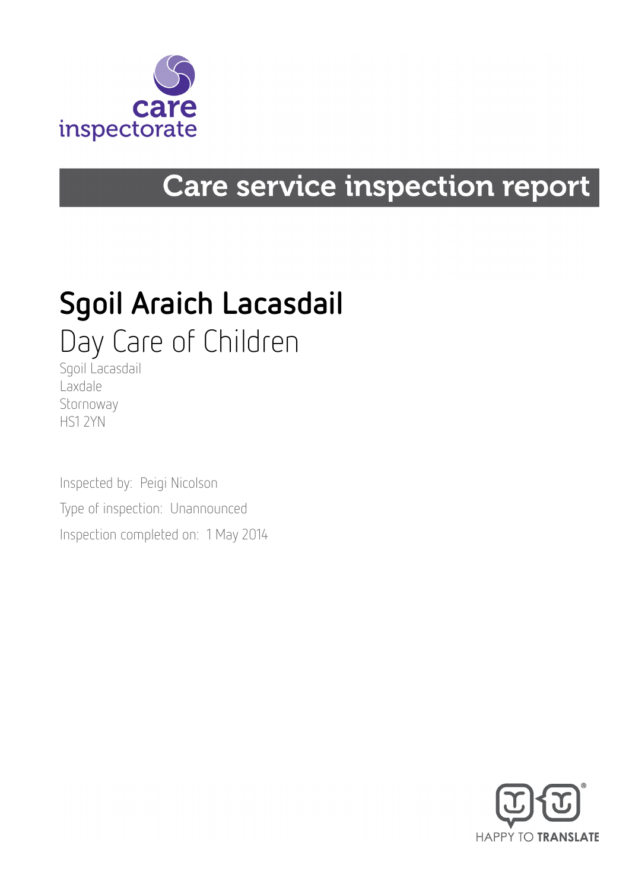care inspectorate

# Care service inspection report

## Sgoil Araich Lacasdail

### Day Care of Children

Sgoil Lacasdail
Laxdale
Stornoway
HS1 2YN

Inspected by: Peigi Nicolson

Type of inspection: Unannounced

Inspection completed on: 1 May 2014

HAPPY TO TRANSLATE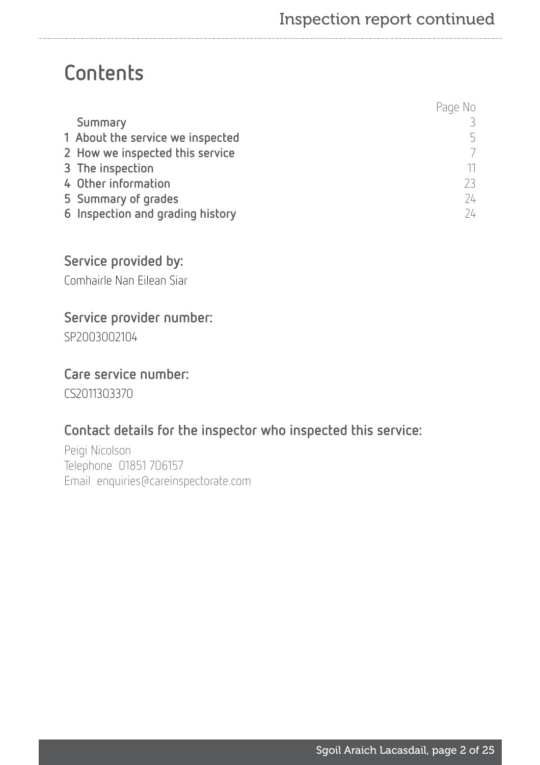# Contents

| | Page No |
|---|---|
| Summary | 3 |
| 1 About the service we inspected | 5 |
| 2 How we inspected this service | 7 |
| 3 The inspection | 11 |
| 4 Other information | 23 |
| 5 Summary of grades | 24 |
| 6 Inspection and grading history | 24 |

## Service provided by:

Comhairle Nan Eilean Siar

## Service provider number:

SP2003002104

## Care service number:

CS2011303370

## Contact details for the inspector who inspected this service:

Peigi Nicolson
Telephone 01851 706157
Email enquiries@careinspectorate.com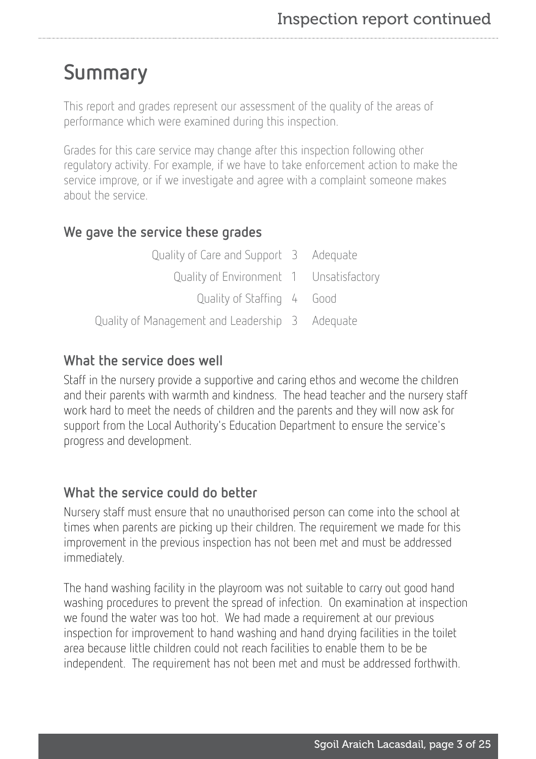# Summary

This report and grades represent our assessment of the quality of the areas of performance which were examined during this inspection.

Grades for this care service may change after this inspection following other regulatory activity. For example, if we have to take enforcement action to make the service improve, or if we investigate and agree with a complaint someone makes about the service.

## We gave the service these grades

| | | |
|---|---|---|
| Quality of Care and Support | 3 | Adequate |
| Quality of Environment | 1 | Unsatisfactory |
| Quality of Staffing | 4 | Good |
| Quality of Management and Leadership | 3 | Adequate |

## What the service does well

Staff in the nursery provide a supportive and caring ethos and wecome the children and their parents with warmth and kindness. The head teacher and the nursery staff work hard to meet the needs of children and the parents and they will now ask for support from the Local Authority's Education Department to ensure the service's progress and development.

## What the service could do better

Nursery staff must ensure that no unauthorised person can come into the school at times when parents are picking up their children. The requirement we made for this improvement in the previous inspection has not been met and must be addressed immediately.

The hand washing facility in the playroom was not suitable to carry out good hand washing procedures to prevent the spread of infection. On examination at inspection we found the water was too hot. We had made a requirement at our previous inspection for improvement to hand washing and hand drying facilities in the toilet area because little children could not reach facilities to enable them to be be independent. The requirement has not been met and must be addressed forthwith.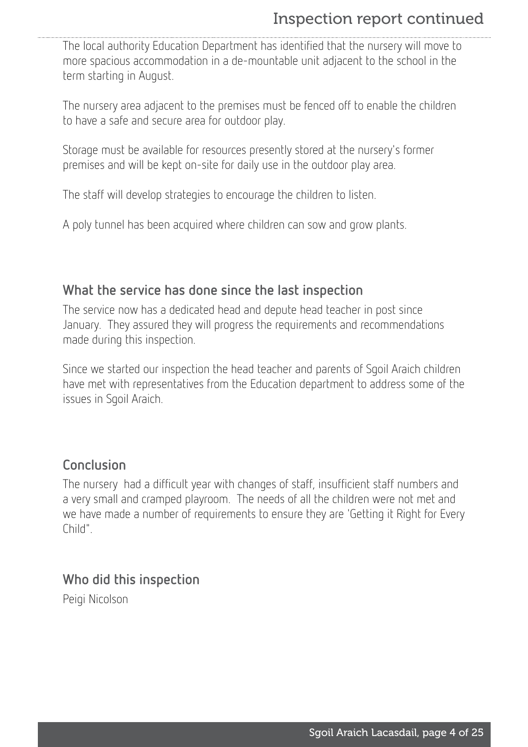The local authority Education Department has identified that the nursery will move to more spacious accommodation in a de-mountable unit adjacent to the school in the term starting in August.

The nursery area adjacent to the premises must be fenced off to enable the children to have a safe and secure area for outdoor play.

Storage must be available for resources presently stored at the nursery's former premises and will be kept on-site for daily use in the outdoor play area.

The staff will develop strategies to encourage the children to listen.

A poly tunnel has been acquired where children can sow and grow plants.

## What the service has done since the last inspection

The service now has a dedicated head and depute head teacher in post since January. They assured they will progress the requirements and recommendations made during this inspection.

Since we started our inspection the head teacher and parents of Sgoil Araich children have met with representatives from the Education department to address some of the issues in Sgoil Araich.

## Conclusion

The nursery had a difficult year with changes of staff, insufficient staff numbers and a very small and cramped playroom. The needs of all the children were not met and we have made a number of requirements to ensure they are 'Getting it Right for Every Child".

## Who did this inspection

Peigi Nicolson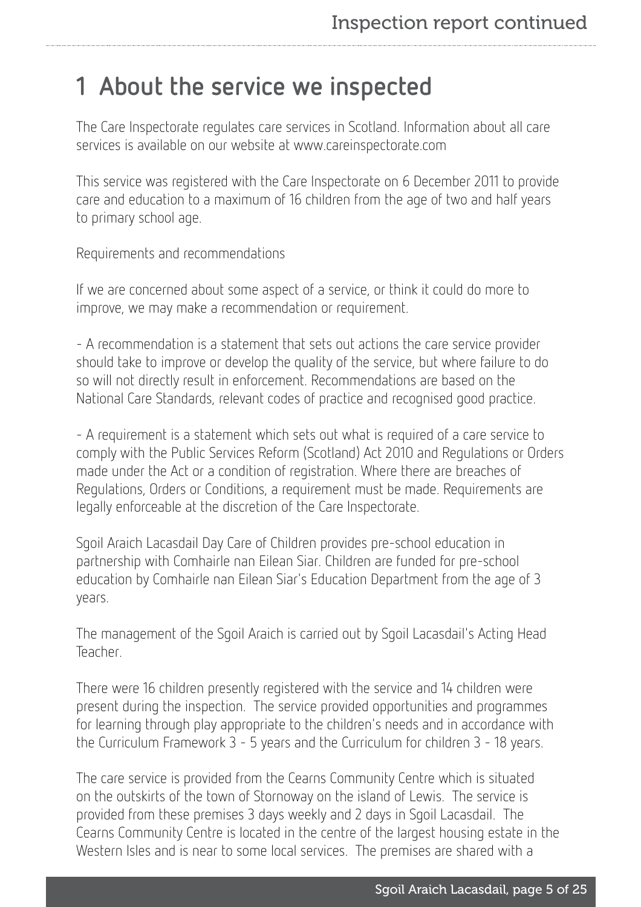# 1 About the service we inspected

The Care Inspectorate regulates care services in Scotland. Information about all care services is available on our website at www.careinspectorate.com

This service was registered with the Care Inspectorate on 6 December 2011 to provide care and education to a maximum of 16 children from the age of two and half years to primary school age.

Requirements and recommendations

If we are concerned about some aspect of a service, or think it could do more to improve, we may make a recommendation or requirement.

- A recommendation is a statement that sets out actions the care service provider should take to improve or develop the quality of the service, but where failure to do so will not directly result in enforcement. Recommendations are based on the National Care Standards, relevant codes of practice and recognised good practice.

- A requirement is a statement which sets out what is required of a care service to comply with the Public Services Reform (Scotland) Act 2010 and Regulations or Orders made under the Act or a condition of registration. Where there are breaches of Regulations, Orders or Conditions, a requirement must be made. Requirements are legally enforceable at the discretion of the Care Inspectorate.

Sgoil Araich Lacasdail Day Care of Children provides pre-school education in partnership with Comhairle nan Eilean Siar. Children are funded for pre-school education by Comhairle nan Eilean Siar's Education Department from the age of 3 years.

The management of the Sgoil Araich is carried out by Sgoil Lacasdail's Acting Head Teacher.

There were 16 children presently registered with the service and 14 children were present during the inspection. The service provided opportunities and programmes for learning through play appropriate to the children's needs and in accordance with the Curriculum Framework 3 - 5 years and the Curriculum for children 3 - 18 years.

The care service is provided from the Cearns Community Centre which is situated on the outskirts of the town of Stornoway on the island of Lewis. The service is provided from these premises 3 days weekly and 2 days in Sgoil Lacasdail. The Cearns Community Centre is located in the centre of the largest housing estate in the Western Isles and is near to some local services. The premises are shared with a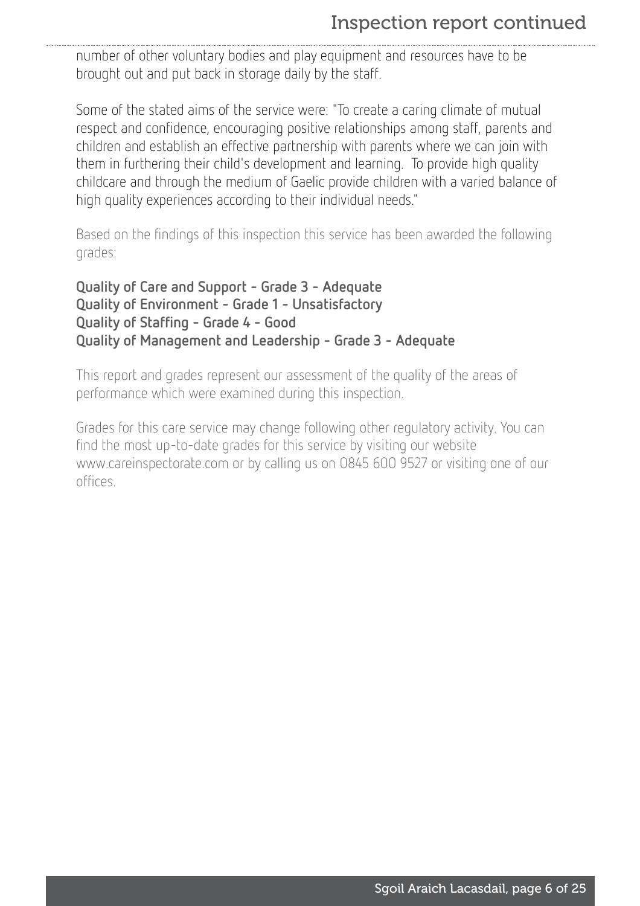number of other voluntary bodies and play equipment and resources have to be brought out and put back in storage daily by the staff.

Some of the stated aims of the service were: "To create a caring climate of mutual respect and confidence, encouraging positive relationships among staff, parents and children and establish an effective partnership with parents where we can join with them in furthering their child's development and learning. To provide high quality childcare and through the medium of Gaelic provide children with a varied balance of high quality experiences according to their individual needs."

Based on the findings of this inspection this service has been awarded the following grades:

**Quality of Care and Support - Grade 3 - Adequate**
**Quality of Environment - Grade 1 - Unsatisfactory**
**Quality of Staffing - Grade 4 - Good**
**Quality of Management and Leadership - Grade 3 - Adequate**

This report and grades represent our assessment of the quality of the areas of performance which were examined during this inspection.

Grades for this care service may change following other regulatory activity. You can find the most up-to-date grades for this service by visiting our website www.careinspectorate.com or by calling us on 0845 600 9527 or visiting one of our offices.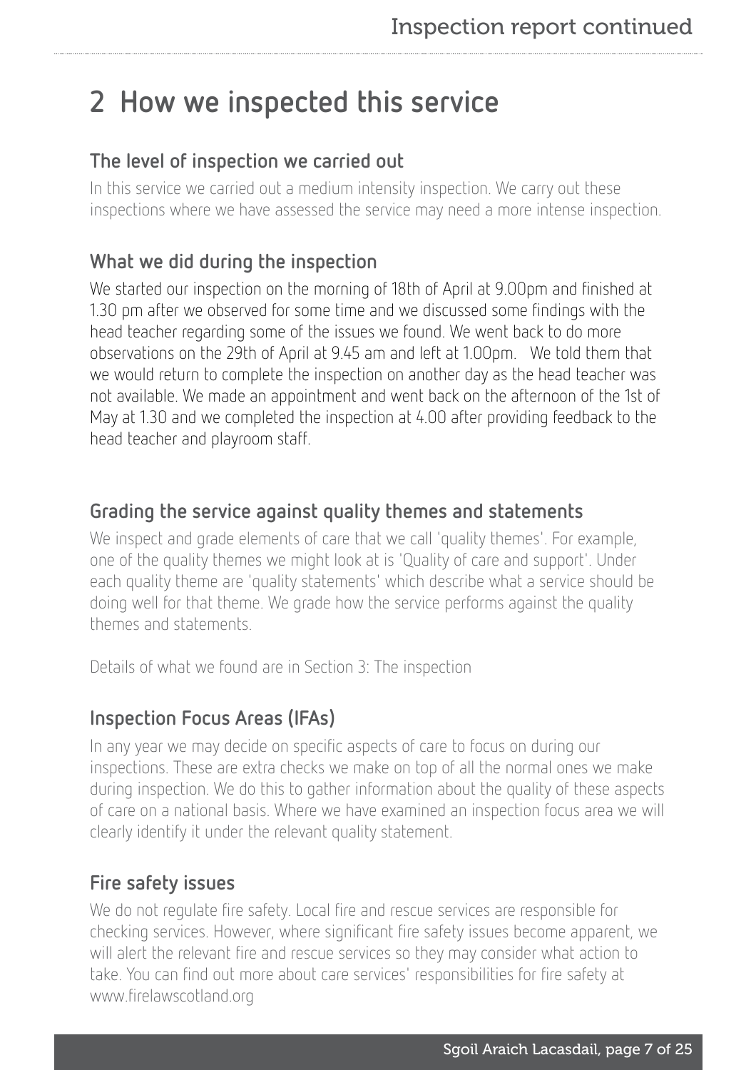# 2 How we inspected this service

## The level of inspection we carried out

In this service we carried out a medium intensity inspection. We carry out these inspections where we have assessed the service may need a more intense inspection.

## What we did during the inspection

We started our inspection on the morning of 18th of April at 9.00pm and finished at 1.30 pm after we observed for some time and we discussed some findings with the head teacher regarding some of the issues we found. We went back to do more observations on the 29th of April at 9.45 am and left at 1.00pm.   We told them that we would return to complete the inspection on another day as the head teacher was not available. We made an appointment and went back on the afternoon of the 1st of May at 1.30 and we completed the inspection at 4.00 after providing feedback to the head teacher and playroom staff.

## Grading the service against quality themes and statements

We inspect and grade elements of care that we call 'quality themes'. For example, one of the quality themes we might look at is 'Quality of care and support'. Under each quality theme are 'quality statements' which describe what a service should be doing well for that theme. We grade how the service performs against the quality themes and statements.

Details of what we found are in Section 3: The inspection

## Inspection Focus Areas (IFAs)

In any year we may decide on specific aspects of care to focus on during our inspections. These are extra checks we make on top of all the normal ones we make during inspection. We do this to gather information about the quality of these aspects of care on a national basis. Where we have examined an inspection focus area we will clearly identify it under the relevant quality statement.

## Fire safety issues

We do not regulate fire safety. Local fire and rescue services are responsible for checking services. However, where significant fire safety issues become apparent, we will alert the relevant fire and rescue services so they may consider what action to take. You can find out more about care services' responsibilities for fire safety at www.firelawscotland.org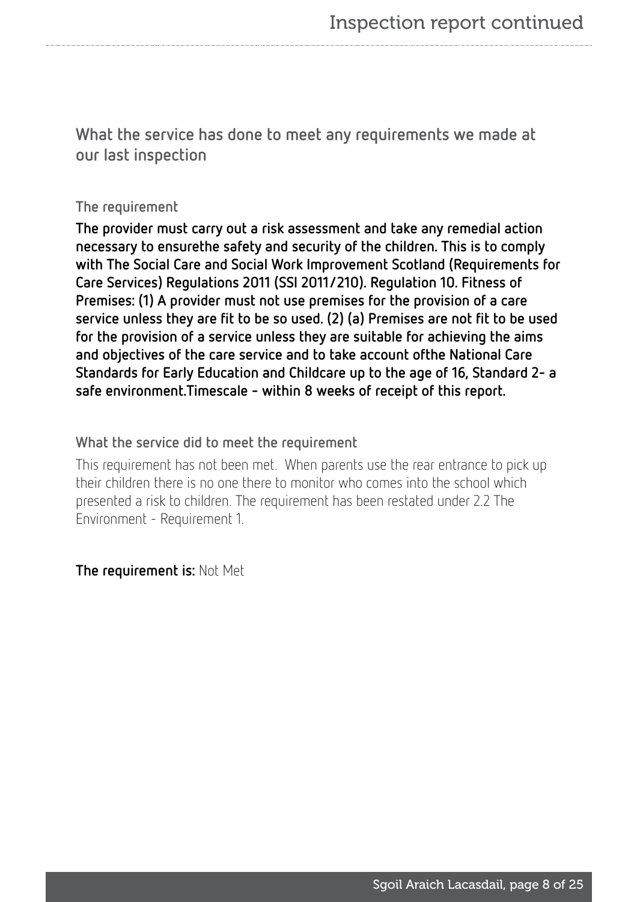## What the service has done to meet any requirements we made at our last inspection

### The requirement

**The provider must carry out a risk assessment and take any remedial action necessary to ensurethe safety and security of the children. This is to comply with The Social Care and Social Work Improvement Scotland (Requirements for Care Services) Regulations 2011 (SSI 2011/210). Regulation 10. Fitness of Premises: (1) A provider must not use premises for the provision of a care service unless they are fit to be so used. (2) (a) Premises are not fit to be used for the provision of a service unless they are suitable for achieving the aims and objectives of the care service and to take account ofthe National Care Standards for Early Education and Childcare up to the age of 16, Standard 2- a safe environment.Timescale - within 8 weeks of receipt of this report.**

### What the service did to meet the requirement

This requirement has not been met. When parents use the rear entrance to pick up their children there is no one there to monitor who comes into the school which presented a risk to children. The requirement has been restated under 2.2 The Environment - Requirement 1.

**The requirement is:** Not Met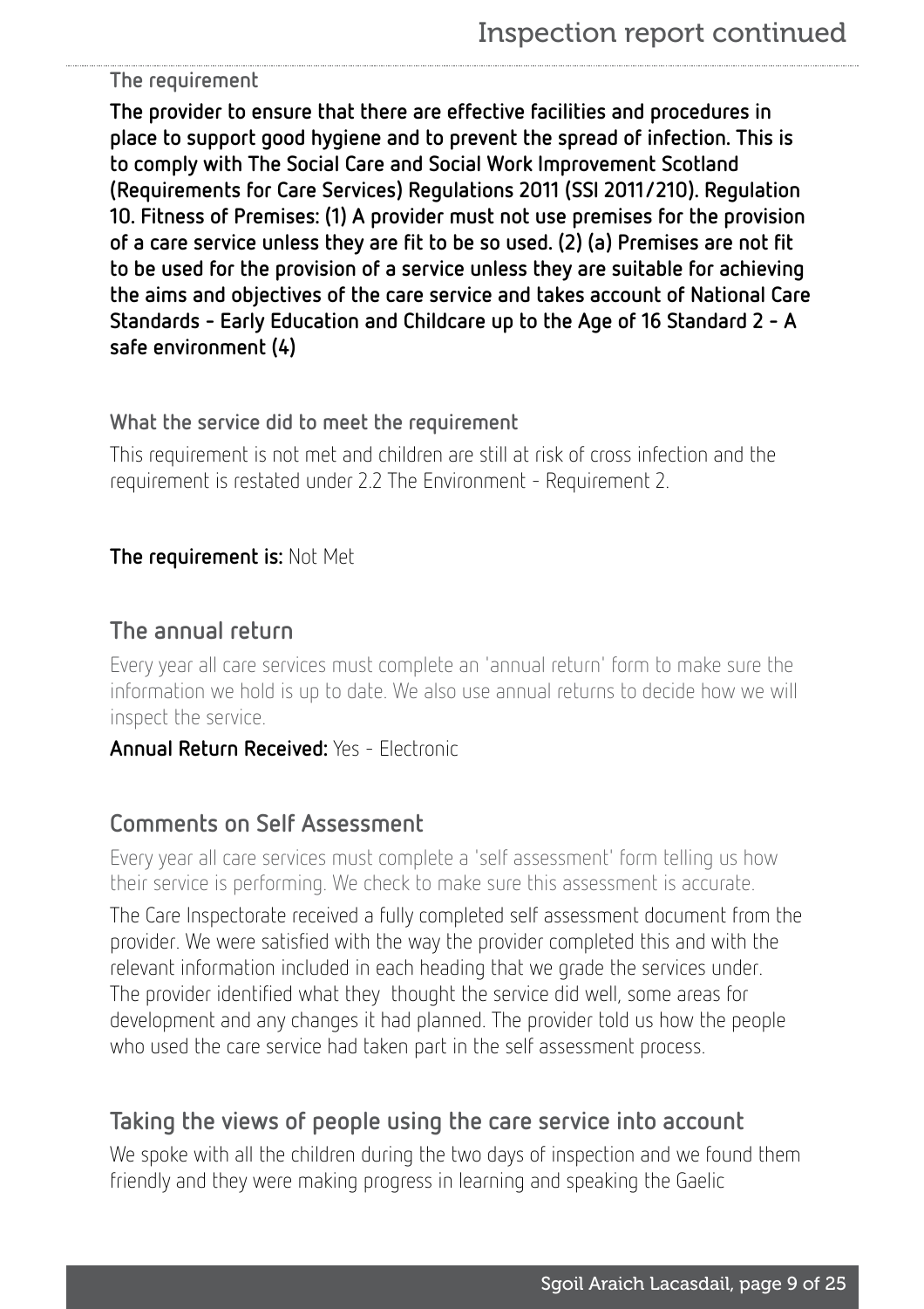### The requirement

**The provider to ensure that there are effective facilities and procedures in place to support good hygiene and to prevent the spread of infection. This is to comply with The Social Care and Social Work Improvement Scotland (Requirements for Care Services) Regulations 2011 (SSI 2011/210). Regulation 10. Fitness of Premises: (1) A provider must not use premises for the provision of a care service unless they are fit to be so used. (2) (a) Premises are not fit to be used for the provision of a service unless they are suitable for achieving the aims and objectives of the care service and takes account of National Care Standards - Early Education and Childcare up to the Age of 16 Standard 2 - A safe environment (4)**

### What the service did to meet the requirement

This requirement is not met and children are still at risk of cross infection and the requirement is restated under 2.2 The Environment - Requirement 2.

**The requirement is:** Not Met

## The annual return

Every year all care services must complete an 'annual return' form to make sure the information we hold is up to date. We also use annual returns to decide how we will inspect the service.

**Annual Return Received:** Yes - Electronic

## Comments on Self Assessment

Every year all care services must complete a 'self assessment' form telling us how their service is performing. We check to make sure this assessment is accurate.

The Care Inspectorate received a fully completed self assessment document from the provider. We were satisfied with the way the provider completed this and with the relevant information included in each heading that we grade the services under. The provider identified what they thought the service did well, some areas for development and any changes it had planned. The provider told us how the people who used the care service had taken part in the self assessment process.

## Taking the views of people using the care service into account

We spoke with all the children during the two days of inspection and we found them friendly and they were making progress in learning and speaking the Gaelic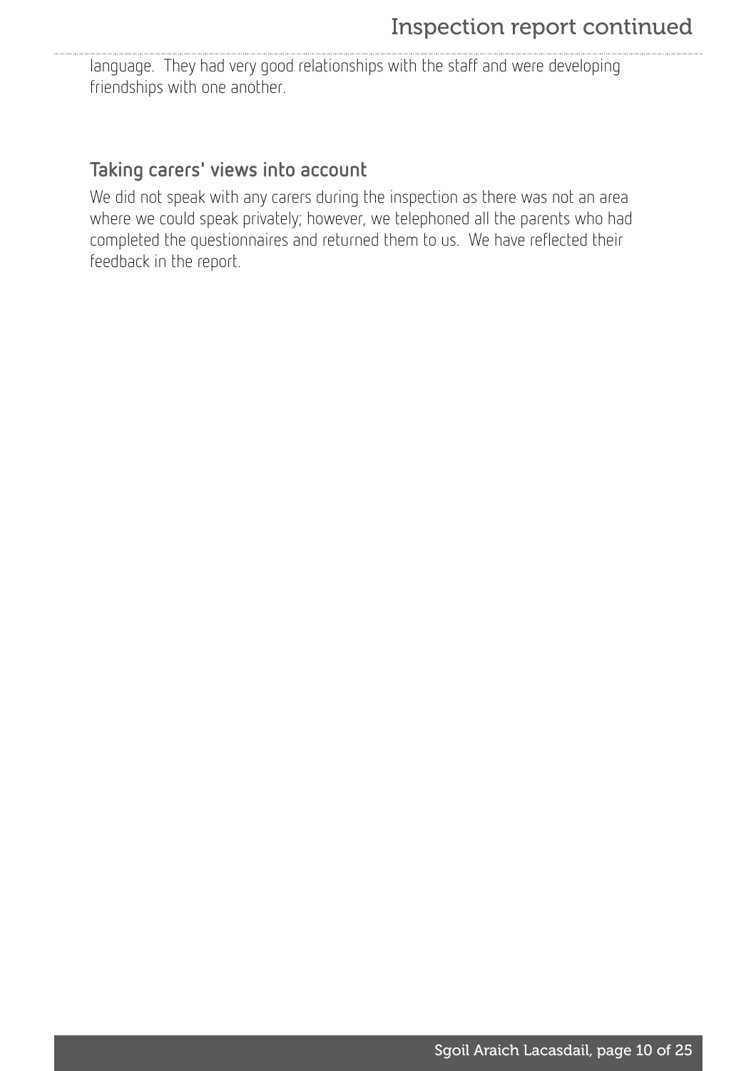language.  They had very good relationships with the staff and were developing friendships with one another.

### Taking carers' views into account

We did not speak with any carers during the inspection as there was not an area where we could speak privately; however, we telephoned all the parents who had completed the questionnaires and returned them to us.  We have reflected their feedback in the report.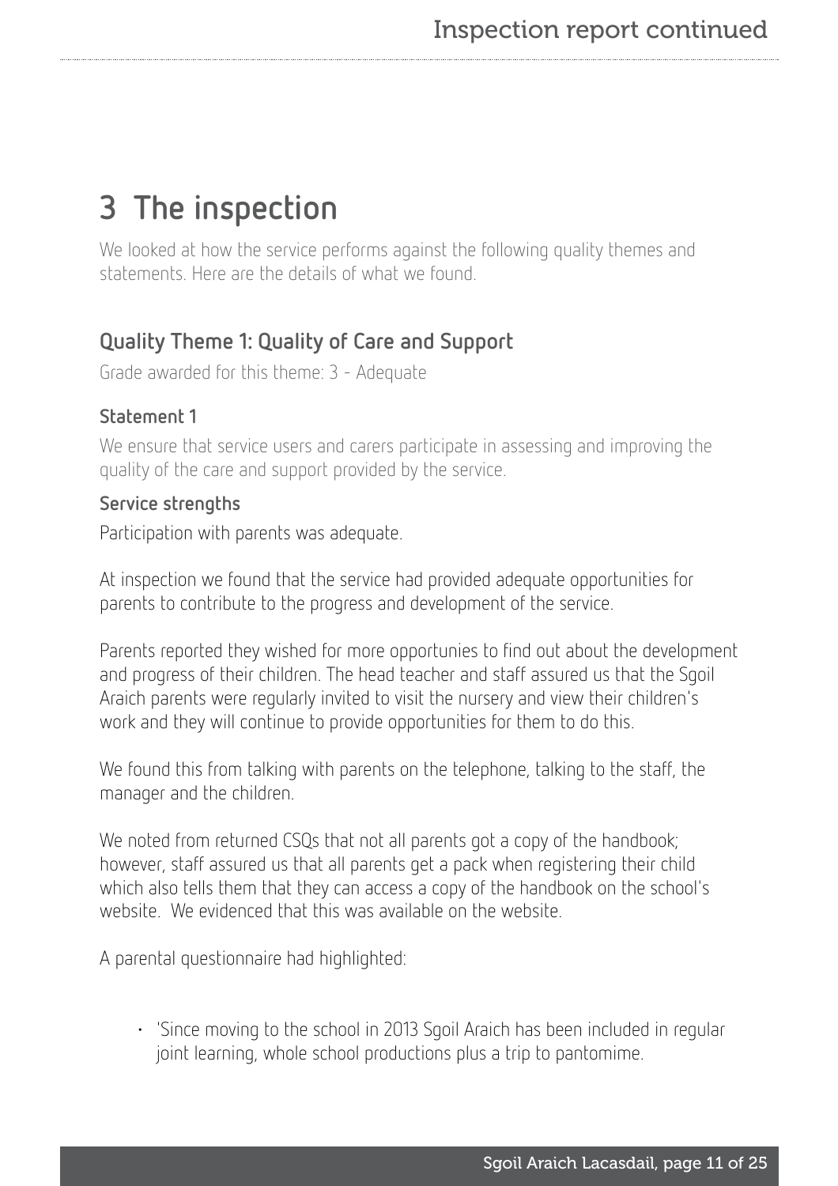## 3 The inspection

We looked at how the service performs against the following quality themes and statements. Here are the details of what we found.

### Quality Theme 1: Quality of Care and Support

Grade awarded for this theme: 3 - Adequate

#### Statement 1

We ensure that service users and carers participate in assessing and improving the quality of the care and support provided by the service.

#### Service strengths

Participation with parents was adequate.

At inspection we found that the service had provided adequate opportunities for parents to contribute to the progress and development of the service.

Parents reported they wished for more opportunies to find out about the development and progress of their children. The head teacher and staff assured us that the Sgoil Araich parents were regularly invited to visit the nursery and view their children's work and they will continue to provide opportunities for them to do this.

We found this from talking with parents on the telephone, talking to the staff, the manager and the children.

We noted from returned CSQs that not all parents got a copy of the handbook; however, staff assured us that all parents get a pack when registering their child which also tells them that they can access a copy of the handbook on the school's website. We evidenced that this was available on the website.

A parental questionnaire had highlighted:

- 'Since moving to the school in 2013 Sgoil Araich has been included in regular joint learning, whole school productions plus a trip to pantomime.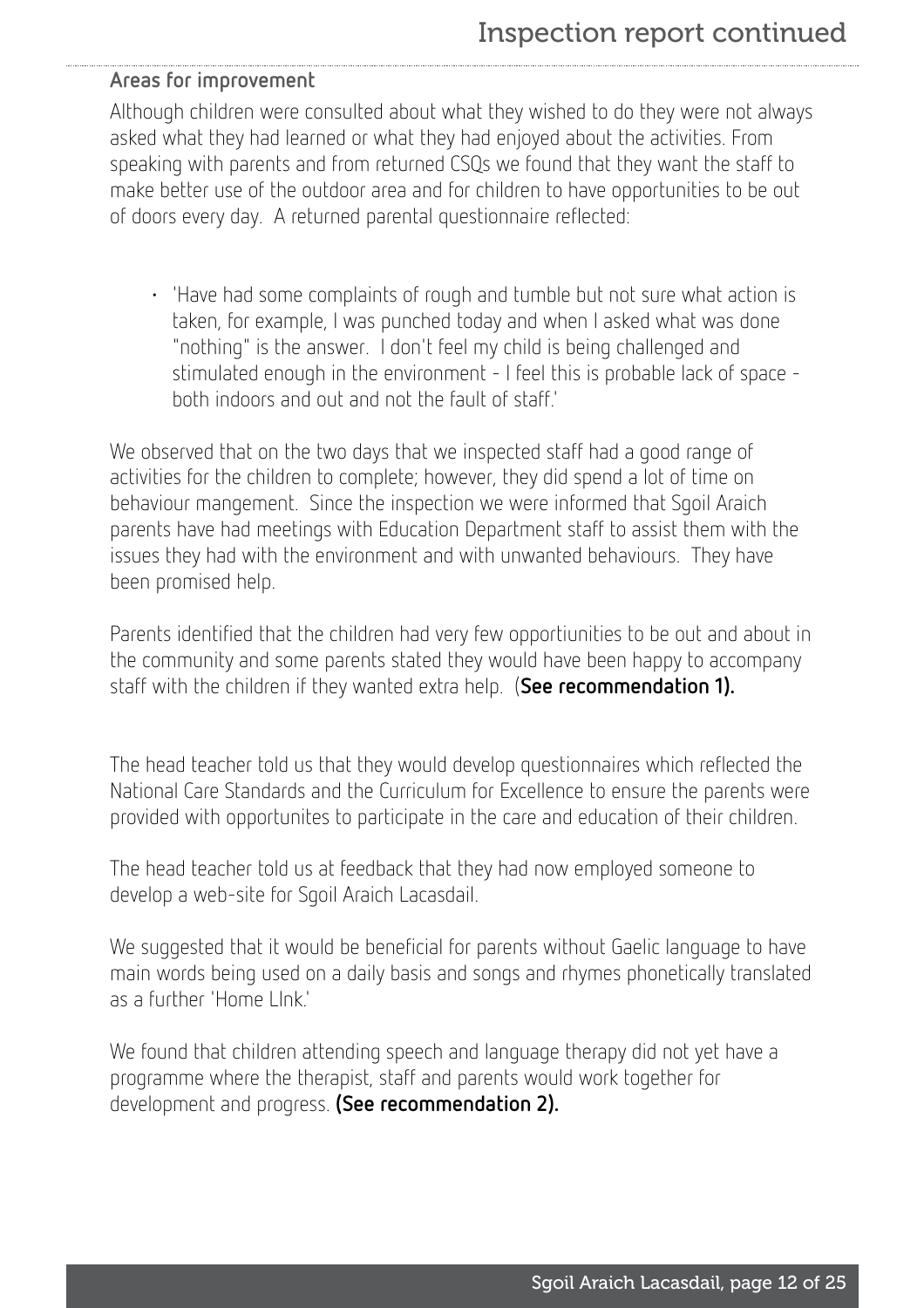**Areas for improvement**

Although children were consulted about what they wished to do they were not always asked what they had learned or what they had enjoyed about the activities. From speaking with parents and from returned CSQs we found that they want the staff to make better use of the outdoor area and for children to have opportunities to be out of doors every day. A returned parental questionnaire reflected:

- 'Have had some complaints of rough and tumble but not sure what action is taken, for example, I was punched today and when I asked what was done "nothing" is the answer. I don't feel my child is being challenged and stimulated enough in the environment - I feel this is probable lack of space - both indoors and out and not the fault of staff.'

We observed that on the two days that we inspected staff had a good range of activities for the children to complete; however, they did spend a lot of time on behaviour mangement. Since the inspection we were informed that Sgoil Araich parents have had meetings with Education Department staff to assist them with the issues they had with the environment and with unwanted behaviours. They have been promised help.

Parents identified that the children had very few opportiunities to be out and about in the community and some parents stated they would have been happy to accompany staff with the children if they wanted extra help. (**See recommendation 1).**

The head teacher told us that they would develop questionnaires which reflected the National Care Standards and the Curriculum for Excellence to ensure the parents were provided with opportunites to participate in the care and education of their children.

The head teacher told us at feedback that they had now employed someone to develop a web-site for Sgoil Araich Lacasdail.

We suggested that it would be beneficial for parents without Gaelic language to have main words being used on a daily basis and songs and rhymes phonetically translated as a further 'Home LInk.'

We found that children attending speech and language therapy did not yet have a programme where the therapist, staff and parents would work together for development and progress. **(See recommendation 2).**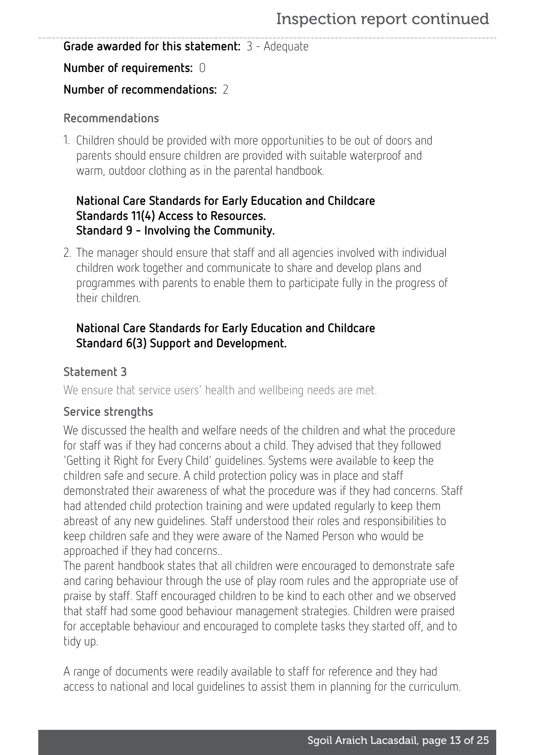**Grade awarded for this statement:** 3 - Adequate

**Number of requirements:** 0

**Number of recommendations:** 2

### Recommendations

1. Children should be provided with more opportunities to be out of doors and parents should ensure children are provided with suitable waterproof and warm, outdoor clothing as in the parental handbook.

   **National Care Standards for Early Education and Childcare**
   **Standards 11(4) Access to Resources.**
   **Standard 9 - Involving the Community.**

2. The manager should ensure that staff and all agencies involved with individual children work together and communicate to share and develop plans and programmes with parents to enable them to participate fully in the progress of their children.

   **National Care Standards for Early Education and Childcare**
   **Standard 6(3) Support and Development.**

### Statement 3

We ensure that service users' health and wellbeing needs are met.

### Service strengths

We discussed the health and welfare needs of the children and what the procedure for staff was if they had concerns about a child. They advised that they followed 'Getting it Right for Every Child' guidelines. Systems were available to keep the children safe and secure. A child protection policy was in place and staff demonstrated their awareness of what the procedure was if they had concerns. Staff had attended child protection training and were updated regularly to keep them abreast of any new guidelines. Staff understood their roles and responsibilities to keep children safe and they were aware of the Named Person who would be approached if they had concerns..
The parent handbook states that all children were encouraged to demonstrate safe and caring behaviour through the use of play room rules and the appropriate use of praise by staff. Staff encouraged children to be kind to each other and we observed that staff had some good behaviour management strategies. Children were praised for acceptable behaviour and encouraged to complete tasks they started off, and to tidy up.

A range of documents were readily available to staff for reference and they had access to national and local guidelines to assist them in planning for the curriculum.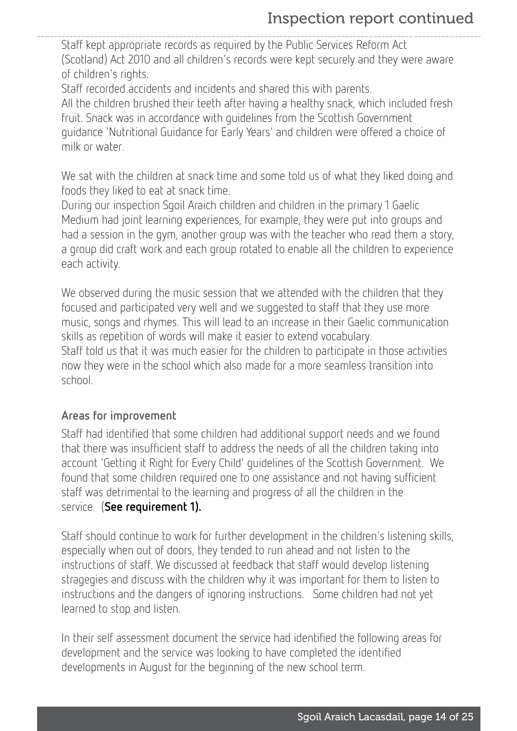Staff kept appropriate records as required by the Public Services Reform Act (Scotland) Act 2010 and all children's records were kept securely and they were aware of children's rights.

Staff recorded accidents and incidents and shared this with parents.

All the children brushed their teeth after having a healthy snack, which included fresh fruit. Snack was in accordance with guidelines from the Scottish Government guidance 'Nutritional Guidance for Early Years' and children were offered a choice of milk or water.

We sat with the children at snack time and some told us of what they liked doing and foods they liked to eat at snack time.

During our inspection Sgoil Araich children and children in the primary 1 Gaelic Medium had joint learning experiences, for example, they were put into groups and had a session in the gym, another group was with the teacher who read them a story, a group did craft work and each group rotated to enable all the children to experience each activity.

We observed during the music session that we attended with the children that they focused and participated very well and we suggested to staff that they use more music, songs and rhymes. This will lead to an increase in their Gaelic communication skills as repetition of words will make it easier to extend vocabulary.

Staff told us that it was much easier for the children to participate in those activities now they were in the school which also made for a more seamless transition into school.

### Areas for improvement

Staff had identified that some children had additional support needs and we found that there was insufficient staff to address the needs of all the children taking into account 'Getting it Right for Every Child' guidelines of the Scottish Government. We found that some children required one to one assistance and not having sufficient staff was detrimental to the learning and progress of all the children in the service. (**See requirement 1).**

Staff should continue to work for further development in the children's listening skills, especially when out of doors, they tended to run ahead and not listen to the instructions of staff. We discussed at feedback that staff would develop listening stragegies and discuss with the children why it was important for them to listen to instructions and the dangers of ignoring instructions. Some children had not yet learned to stop and listen.

In their self assessment document the service had identified the following areas for development and the service was looking to have completed the identified developments in August for the beginning of the new school term.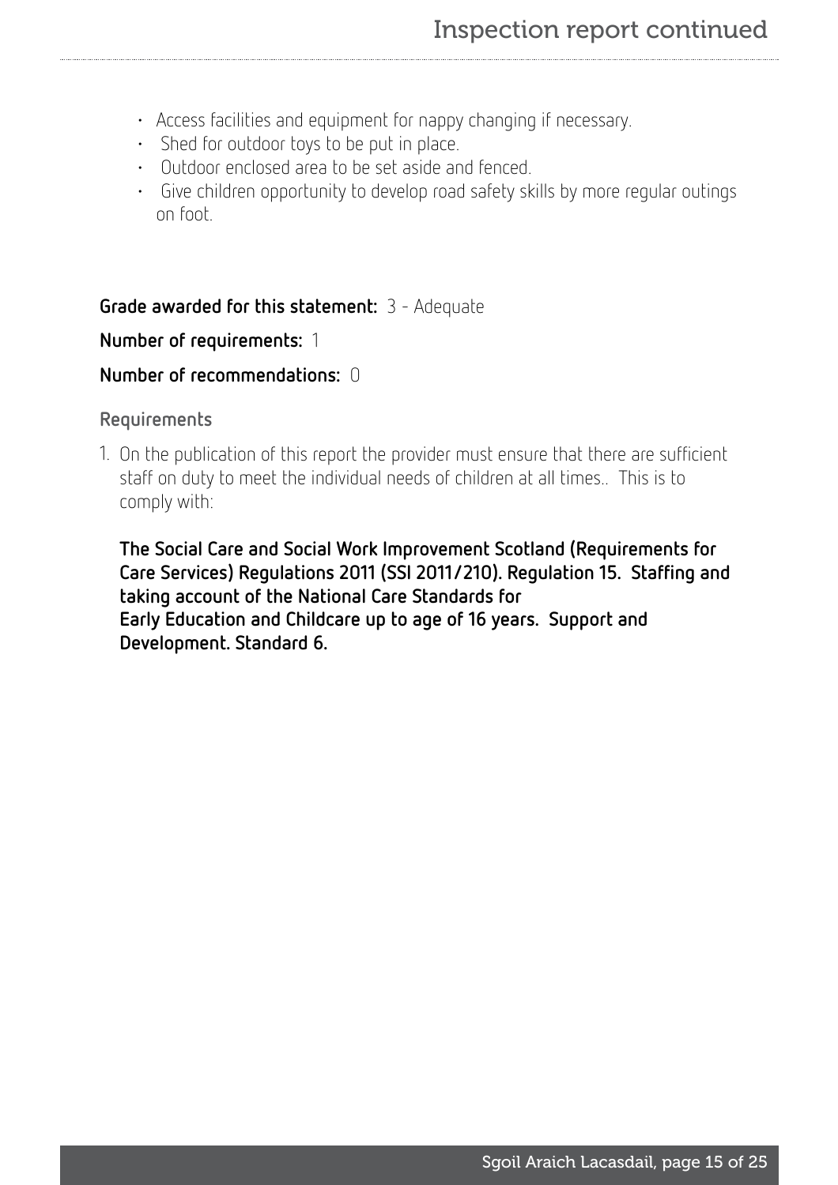- Access facilities and equipment for nappy changing if necessary.
- Shed for outdoor toys to be put in place.
- Outdoor enclosed area to be set aside and fenced.
- Give children opportunity to develop road safety skills by more regular outings on foot.

**Grade awarded for this statement:** 3 - Adequate

**Number of requirements:** 1

**Number of recommendations:** 0

### Requirements

1. On the publication of this report the provider must ensure that there are sufficient staff on duty to meet the individual needs of children at all times.. This is to comply with:

   **The Social Care and Social Work Improvement Scotland (Requirements for Care Services) Regulations 2011 (SSI 2011/210). Regulation 15. Staffing and taking account of the National Care Standards for Early Education and Childcare up to age of 16 years. Support and Development. Standard 6.**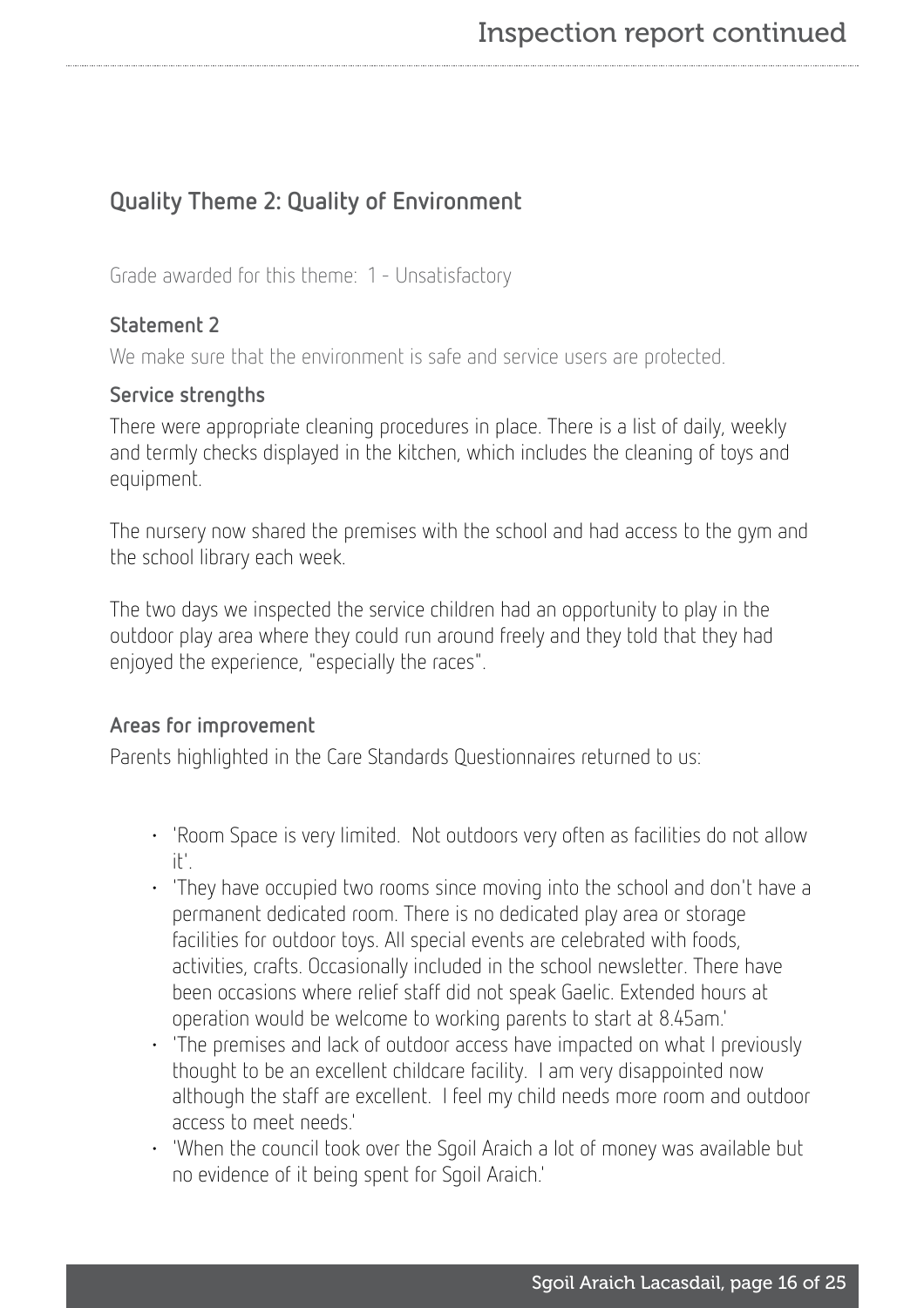## Quality Theme 2: Quality of Environment

Grade awarded for this theme: 1 - Unsatisfactory

### Statement 2

We make sure that the environment is safe and service users are protected.

### Service strengths

There were appropriate cleaning procedures in place. There is a list of daily, weekly and termly checks displayed in the kitchen, which includes the cleaning of toys and equipment.

The nursery now shared the premises with the school and had access to the gym and the school library each week.

The two days we inspected the service children had an opportunity to play in the outdoor play area where they could run around freely and they told that they had enjoyed the experience, "especially the races".

### Areas for improvement

Parents highlighted in the Care Standards Questionnaires returned to us:

- 'Room Space is very limited. Not outdoors very often as facilities do not allow it'.
- 'They have occupied two rooms since moving into the school and don't have a permanent dedicated room. There is no dedicated play area or storage facilities for outdoor toys. All special events are celebrated with foods, activities, crafts. Occasionally included in the school newsletter. There have been occasions where relief staff did not speak Gaelic. Extended hours at operation would be welcome to working parents to start at 8.45am.'
- 'The premises and lack of outdoor access have impacted on what I previously thought to be an excellent childcare facility. I am very disappointed now although the staff are excellent. I feel my child needs more room and outdoor access to meet needs.'
- 'When the council took over the Sgoil Araich a lot of money was available but no evidence of it being spent for Sgoil Araich.'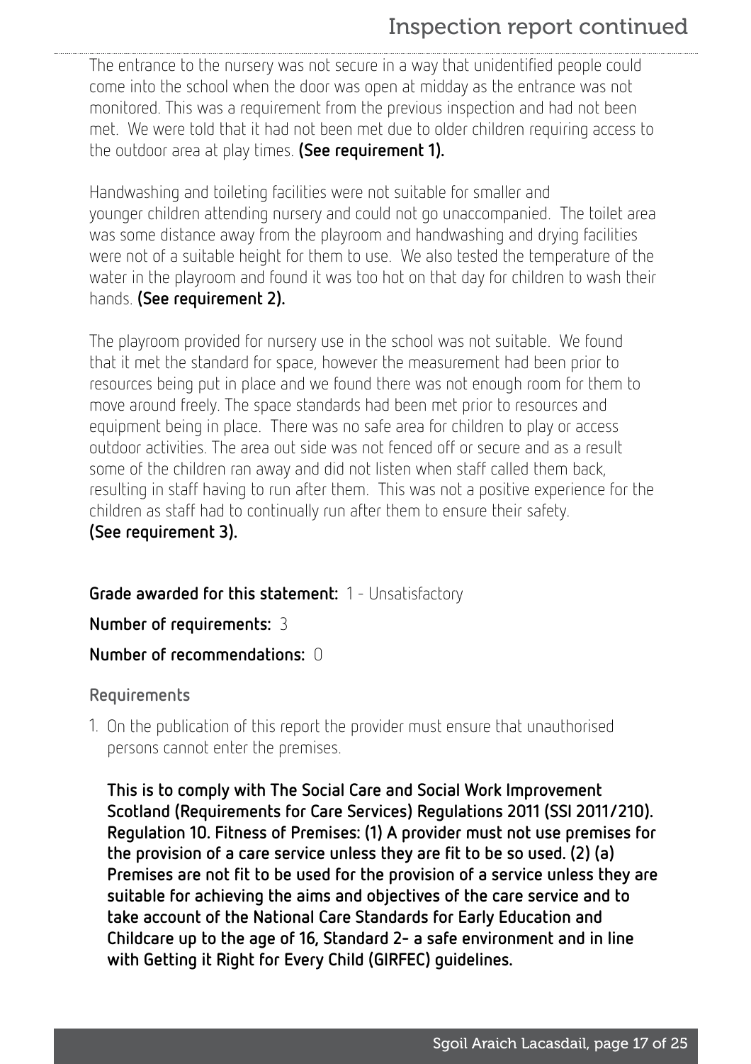The entrance to the nursery was not secure in a way that unidentified people could come into the school when the door was open at midday as the entrance was not monitored. This was a requirement from the previous inspection and had not been met. We were told that it had not been met due to older children requiring access to the outdoor area at play times. **(See requirement 1).**

Handwashing and toileting facilities were not suitable for smaller and younger children attending nursery and could not go unaccompanied. The toilet area was some distance away from the playroom and handwashing and drying facilities were not of a suitable height for them to use. We also tested the temperature of the water in the playroom and found it was too hot on that day for children to wash their hands. **(See requirement 2).**

The playroom provided for nursery use in the school was not suitable. We found that it met the standard for space, however the measurement had been prior to resources being put in place and we found there was not enough room for them to move around freely. The space standards had been met prior to resources and equipment being in place. There was no safe area for children to play or access outdoor activities. The area out side was not fenced off or secure and as a result some of the children ran away and did not listen when staff called them back, resulting in staff having to run after them. This was not a positive experience for the children as staff had to continually run after them to ensure their safety.
**(See requirement 3).**

**Grade awarded for this statement:** 1 - Unsatisfactory

**Number of requirements:** 3

**Number of recommendations:** 0

**Requirements**

1. On the publication of this report the provider must ensure that unauthorised persons cannot enter the premises.

   **This is to comply with The Social Care and Social Work Improvement Scotland (Requirements for Care Services) Regulations 2011 (SSI 2011/210). Regulation 10. Fitness of Premises: (1) A provider must not use premises for the provision of a care service unless they are fit to be so used. (2) (a) Premises are not fit to be used for the provision of a service unless they are suitable for achieving the aims and objectives of the care service and to take account of the National Care Standards for Early Education and Childcare up to the age of 16, Standard 2- a safe environment and in line with Getting it Right for Every Child (GIRFEC) guidelines.**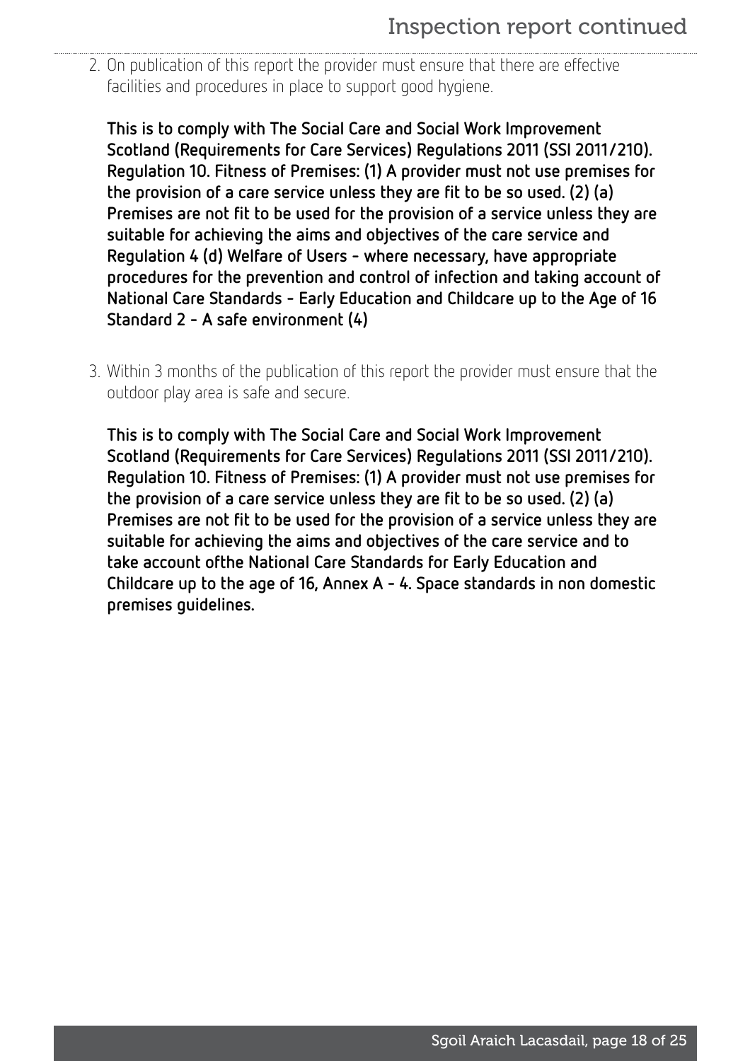2. On publication of this report the provider must ensure that there are effective facilities and procedures in place to support good hygiene.

   **This is to comply with The Social Care and Social Work Improvement Scotland (Requirements for Care Services) Regulations 2011 (SSI 2011/210). Regulation 10. Fitness of Premises: (1) A provider must not use premises for the provision of a care service unless they are fit to be so used. (2) (a) Premises are not fit to be used for the provision of a service unless they are suitable for achieving the aims and objectives of the care service and Regulation 4 (d) Welfare of Users - where necessary, have appropriate procedures for the prevention and control of infection and taking account of National Care Standards - Early Education and Childcare up to the Age of 16 Standard 2 - A safe environment (4)**

3. Within 3 months of the publication of this report the provider must ensure that the outdoor play area is safe and secure.

   **This is to comply with The Social Care and Social Work Improvement Scotland (Requirements for Care Services) Regulations 2011 (SSI 2011/210). Regulation 10. Fitness of Premises: (1) A provider must not use premises for the provision of a care service unless they are fit to be so used. (2) (a) Premises are not fit to be used for the provision of a service unless they are suitable for achieving the aims and objectives of the care service and to take account ofthe National Care Standards for Early Education and Childcare up to the age of 16, Annex A - 4. Space standards in non domestic premises guidelines.**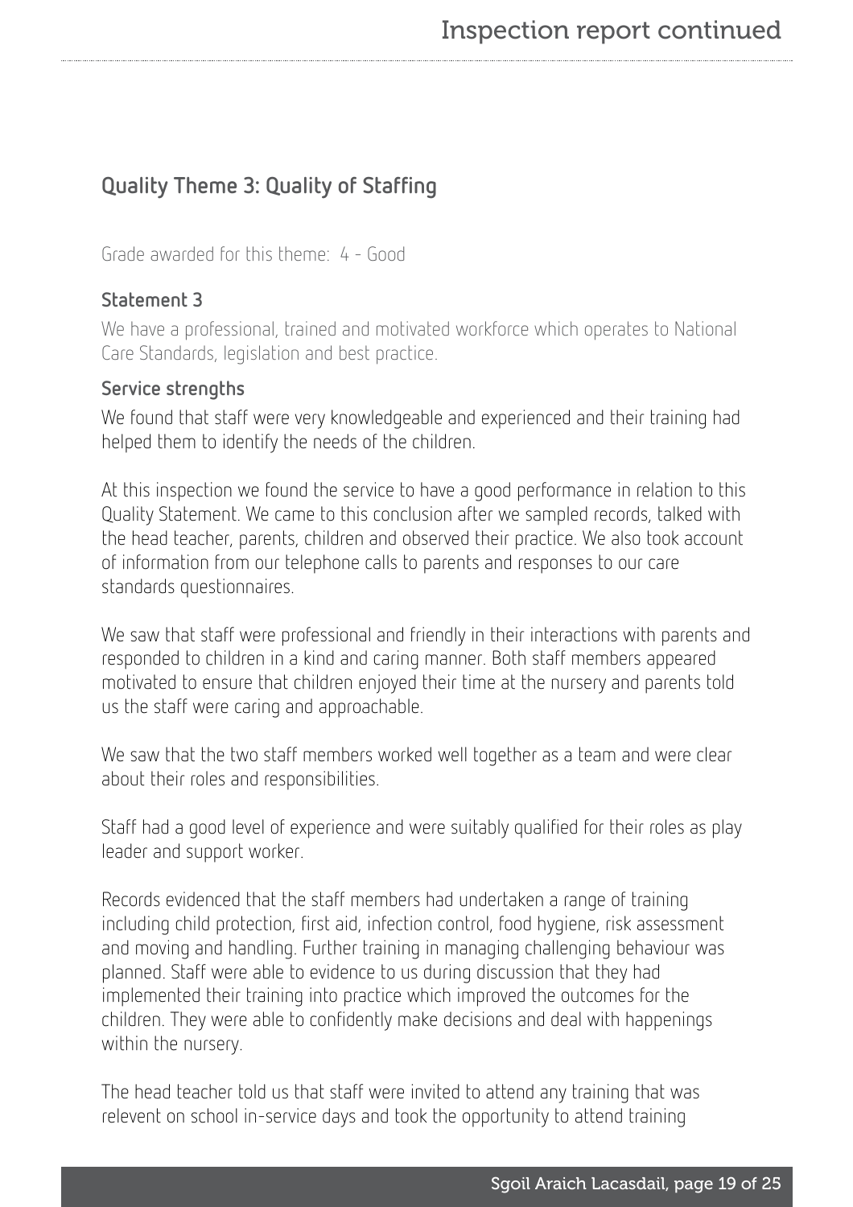## Quality Theme 3: Quality of Staffing

Grade awarded for this theme: 4 - Good

### Statement 3

We have a professional, trained and motivated workforce which operates to National Care Standards, legislation and best practice.

### Service strengths

We found that staff were very knowledgeable and experienced and their training had helped them to identify the needs of the children.

At this inspection we found the service to have a good performance in relation to this Quality Statement. We came to this conclusion after we sampled records, talked with the head teacher, parents, children and observed their practice. We also took account of information from our telephone calls to parents and responses to our care standards questionnaires.

We saw that staff were professional and friendly in their interactions with parents and responded to children in a kind and caring manner. Both staff members appeared motivated to ensure that children enjoyed their time at the nursery and parents told us the staff were caring and approachable.

We saw that the two staff members worked well together as a team and were clear about their roles and responsibilities.

Staff had a good level of experience and were suitably qualified for their roles as play leader and support worker.

Records evidenced that the staff members had undertaken a range of training including child protection, first aid, infection control, food hygiene, risk assessment and moving and handling. Further training in managing challenging behaviour was planned. Staff were able to evidence to us during discussion that they had implemented their training into practice which improved the outcomes for the children. They were able to confidently make decisions and deal with happenings within the nursery.

The head teacher told us that staff were invited to attend any training that was relevent on school in-service days and took the opportunity to attend training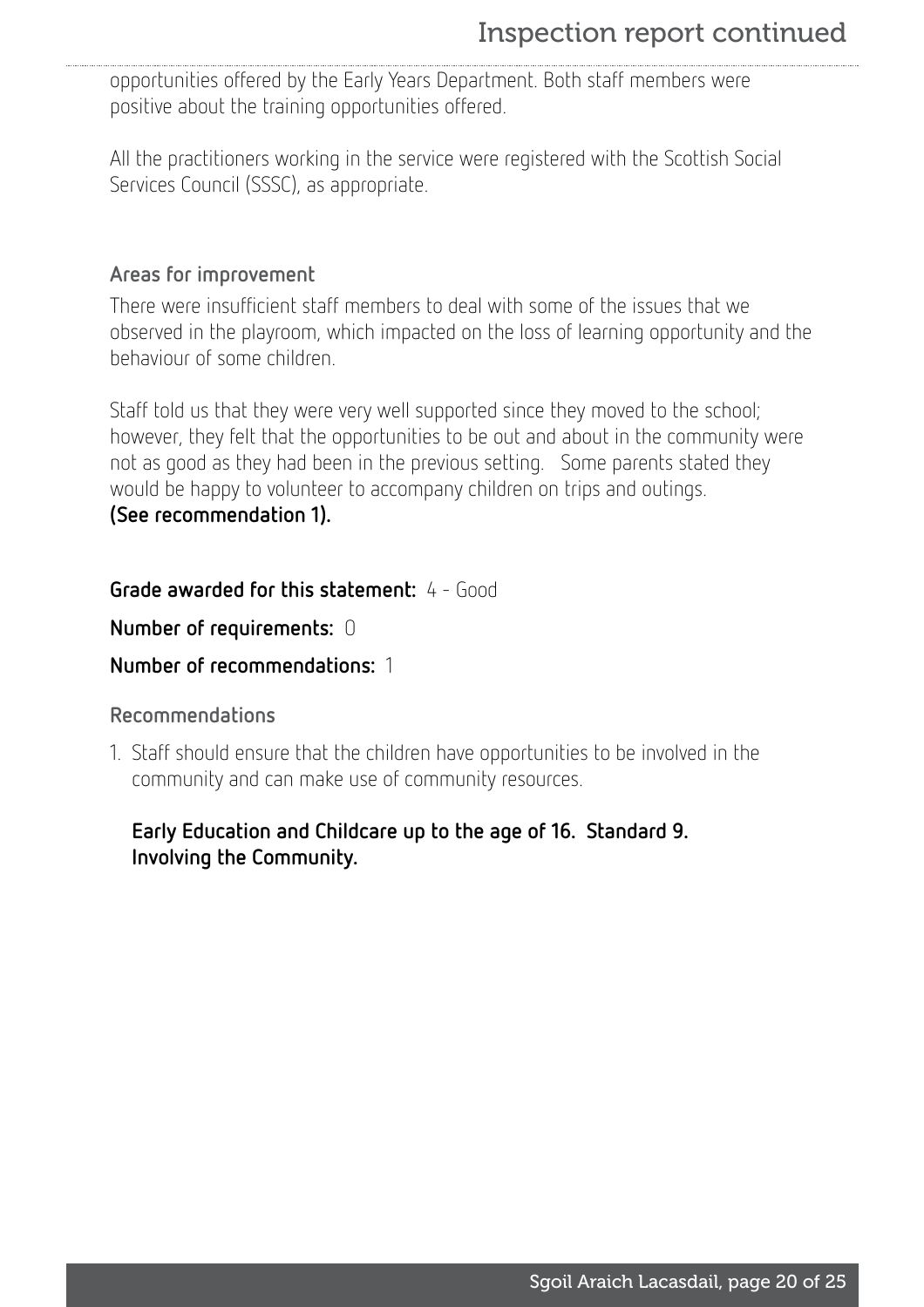opportunities offered by the Early Years Department. Both staff members were positive about the training opportunities offered.

All the practitioners working in the service were registered with the Scottish Social Services Council (SSSC), as appropriate.

### Areas for improvement

There were insufficient staff members to deal with some of the issues that we observed in the playroom, which impacted on the loss of learning opportunity and the behaviour of some children.

Staff told us that they were very well supported since they moved to the school; however, they felt that the opportunities to be out and about in the community were not as good as they had been in the previous setting. Some parents stated they would be happy to volunteer to accompany children on trips and outings.
**(See recommendation 1).**

**Grade awarded for this statement:** 4 - Good

**Number of requirements:** 0

**Number of recommendations:** 1

### Recommendations

1. Staff should ensure that the children have opportunities to be involved in the community and can make use of community resources.

   **Early Education and Childcare up to the age of 16. Standard 9. Involving the Community.**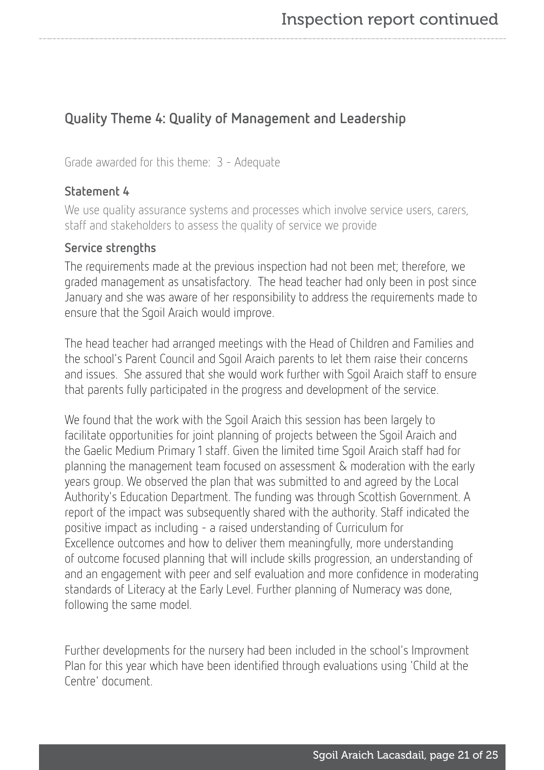## Quality Theme 4: Quality of Management and Leadership

Grade awarded for this theme: 3 - Adequate

### Statement 4

We use quality assurance systems and processes which involve service users, carers, staff and stakeholders to assess the quality of service we provide

### Service strengths

The requirements made at the previous inspection had not been met; therefore, we graded management as unsatisfactory. The head teacher had only been in post since January and she was aware of her responsibility to address the requirements made to ensure that the Sgoil Araich would improve.

The head teacher had arranged meetings with the Head of Children and Families and the school's Parent Council and Sgoil Araich parents to let them raise their concerns and issues. She assured that she would work further with Sgoil Araich staff to ensure that parents fully participated in the progress and development of the service.

We found that the work with the Sgoil Araich this session has been largely to facilitate opportunities for joint planning of projects between the Sgoil Araich and the Gaelic Medium Primary 1 staff. Given the limited time Sgoil Araich staff had for planning the management team focused on assessment & moderation with the early years group. We observed the plan that was submitted to and agreed by the Local Authority's Education Department. The funding was through Scottish Government. A report of the impact was subsequently shared with the authority. Staff indicated the positive impact as including - a raised understanding of Curriculum for Excellence outcomes and how to deliver them meaningfully, more understanding of outcome focused planning that will include skills progression, an understanding of and an engagement with peer and self evaluation and more confidence in moderating standards of Literacy at the Early Level. Further planning of Numeracy was done, following the same model.

Further developments for the nursery had been included in the school's Improvment Plan for this year which have been identified through evaluations using 'Child at the Centre' document.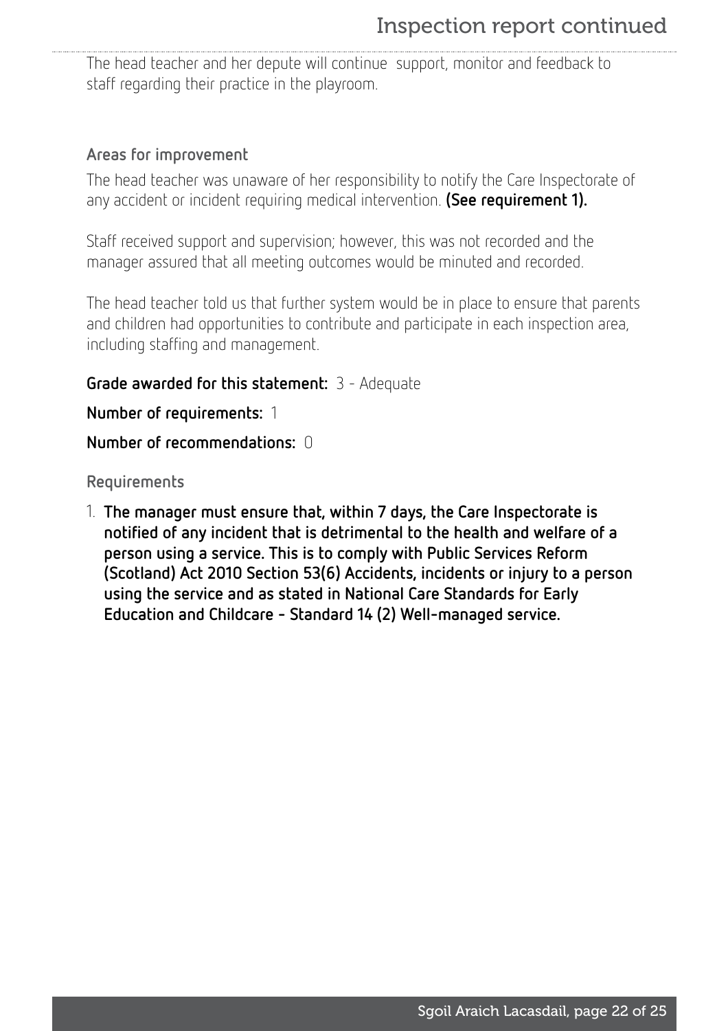The head teacher and her depute will continue support, monitor and feedback to staff regarding their practice in the playroom.

### Areas for improvement

The head teacher was unaware of her responsibility to notify the Care Inspectorate of any accident or incident requiring medical intervention. **(See requirement 1).**

Staff received support and supervision; however, this was not recorded and the manager assured that all meeting outcomes would be minuted and recorded.

The head teacher told us that further system would be in place to ensure that parents and children had opportunities to contribute and participate in each inspection area, including staffing and management.

**Grade awarded for this statement:** 3 - Adequate

**Number of requirements:** 1

**Number of recommendations:** 0

### Requirements

1. **The manager must ensure that, within 7 days, the Care Inspectorate is notified of any incident that is detrimental to the health and welfare of a person using a service. This is to comply with Public Services Reform (Scotland) Act 2010 Section 53(6) Accidents, incidents or injury to a person using the service and as stated in National Care Standards for Early Education and Childcare - Standard 14 (2) Well-managed service.**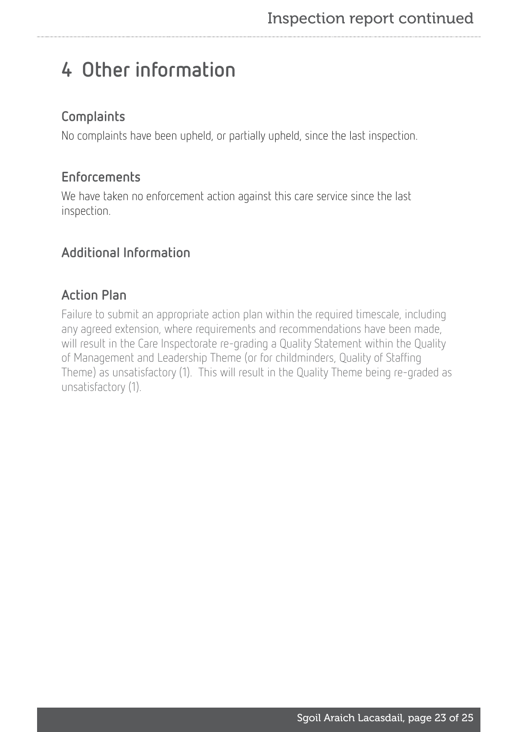# 4 Other information

## Complaints

No complaints have been upheld, or partially upheld, since the last inspection.

## Enforcements

We have taken no enforcement action against this care service since the last inspection.

## Additional Information

## Action Plan

Failure to submit an appropriate action plan within the required timescale, including any agreed extension, where requirements and recommendations have been made, will result in the Care Inspectorate re-grading a Quality Statement within the Quality of Management and Leadership Theme (or for childminders, Quality of Staffing Theme) as unsatisfactory (1). This will result in the Quality Theme being re-graded as unsatisfactory (1).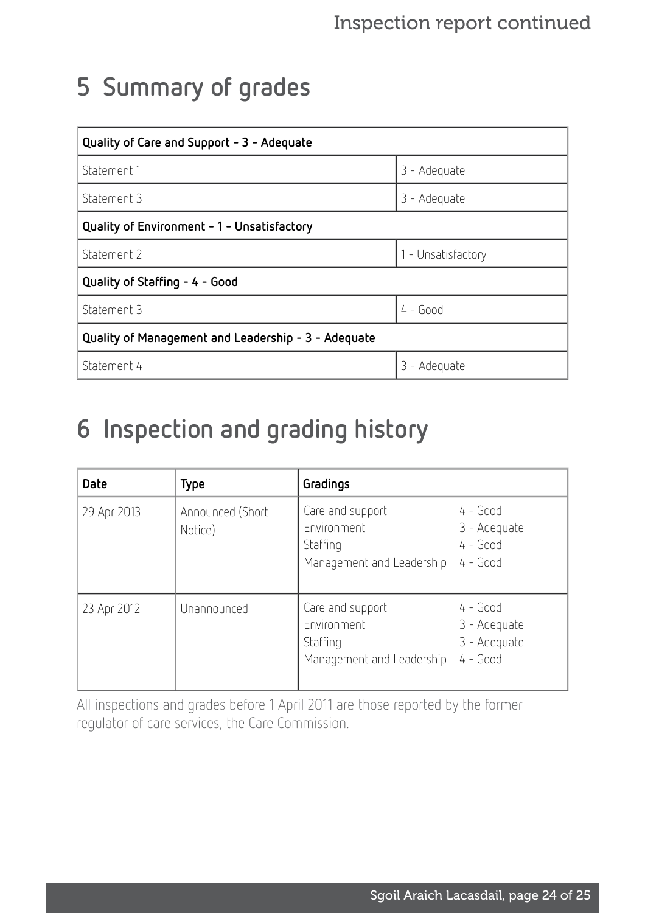## 5 Summary of grades

| Quality of Care and Support - 3 - Adequate | |
|---|---|
| Statement 1 | 3 - Adequate |
| Statement 3 | 3 - Adequate |
| **Quality of Environment - 1 - Unsatisfactory** | |
| Statement 2 | 1 - Unsatisfactory |
| **Quality of Staffing - 4 - Good** | |
| Statement 3 | 4 - Good |
| **Quality of Management and Leadership - 3 - Adequate** | |
| Statement 4 | 3 - Adequate |

## 6 Inspection and grading history

| Date | Type | Gradings | |
|---|---|---|---|
| 29 Apr 2013 | Announced (Short Notice) | Care and support<br>Environment<br>Staffing<br>Management and Leadership | 4 - Good<br>3 - Adequate<br>4 - Good<br>4 - Good |
| 23 Apr 2012 | Unannounced | Care and support<br>Environment<br>Staffing<br>Management and Leadership | 4 - Good<br>3 - Adequate<br>3 - Adequate<br>4 - Good |

All inspections and grades before 1 April 2011 are those reported by the former regulator of care services, the Care Commission.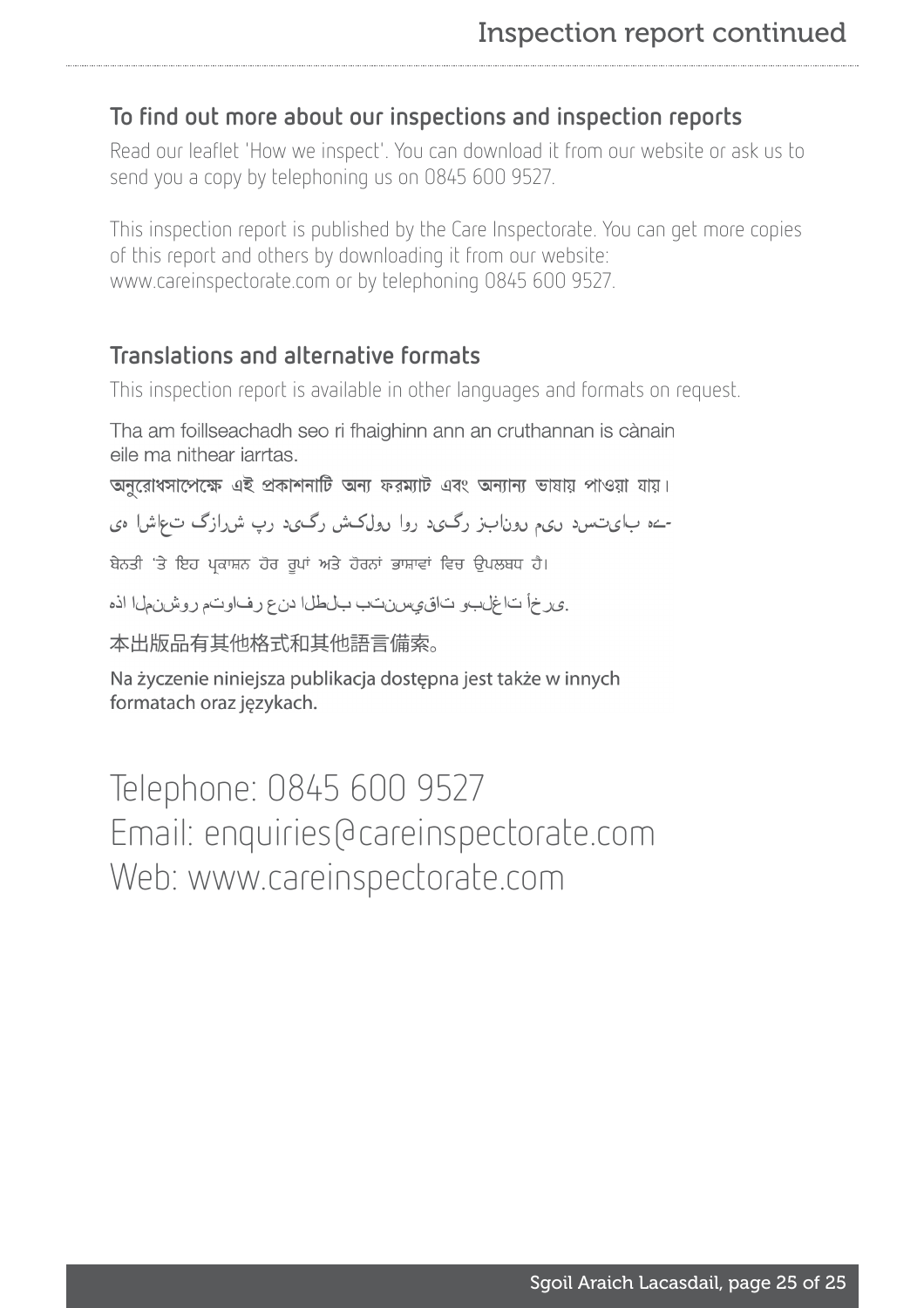## To find out more about our inspections and inspection reports

Read our leaflet 'How we inspect'. You can download it from our website or ask us to send you a copy by telephoning us on 0845 600 9527.

This inspection report is published by the Care Inspectorate. You can get more copies of this report and others by downloading it from our website: www.careinspectorate.com or by telephoning 0845 600 9527.

## Translations and alternative formats

This inspection report is available in other languages and formats on request.

Tha am foillseachadh seo ri fhaighinn ann an cruthannan is cànain eile ma nithear iarrtas.

অনুরোধসাপেক্ষে এই প্রকাশনাটি অন্য ফরম্যাট এবং অন্যান্য ভাষায় পাওয়া যায়।

یہ اشاعت گزارش پر دیگر شکلوں اور دیگر زبانوں میں دستیاب ہے-

ਬੇਨਤੀ 'ਤੇ ਇਹ ਪ੍ਰਕਾਸ਼ਨ ਹੋਰ ਰੂਪਾਂ ਅਤੇ ਹੋਰਨਾਂ ਭਾਸ਼ਾਵਾਂ ਵਿਚ ਉਪਲਬਧ ਹੈ।

هذا المنشور متوفر عند الطلب بتنسيقات وبلغات أخرى.

本出版品有其他格式和其他語言備索。

Na życzenie niniejsza publikacja dostępna jest także w innych formatach oraz językach.

Telephone: 0845 600 9527
Email: enquiries@careinspectorate.com
Web: www.careinspectorate.com